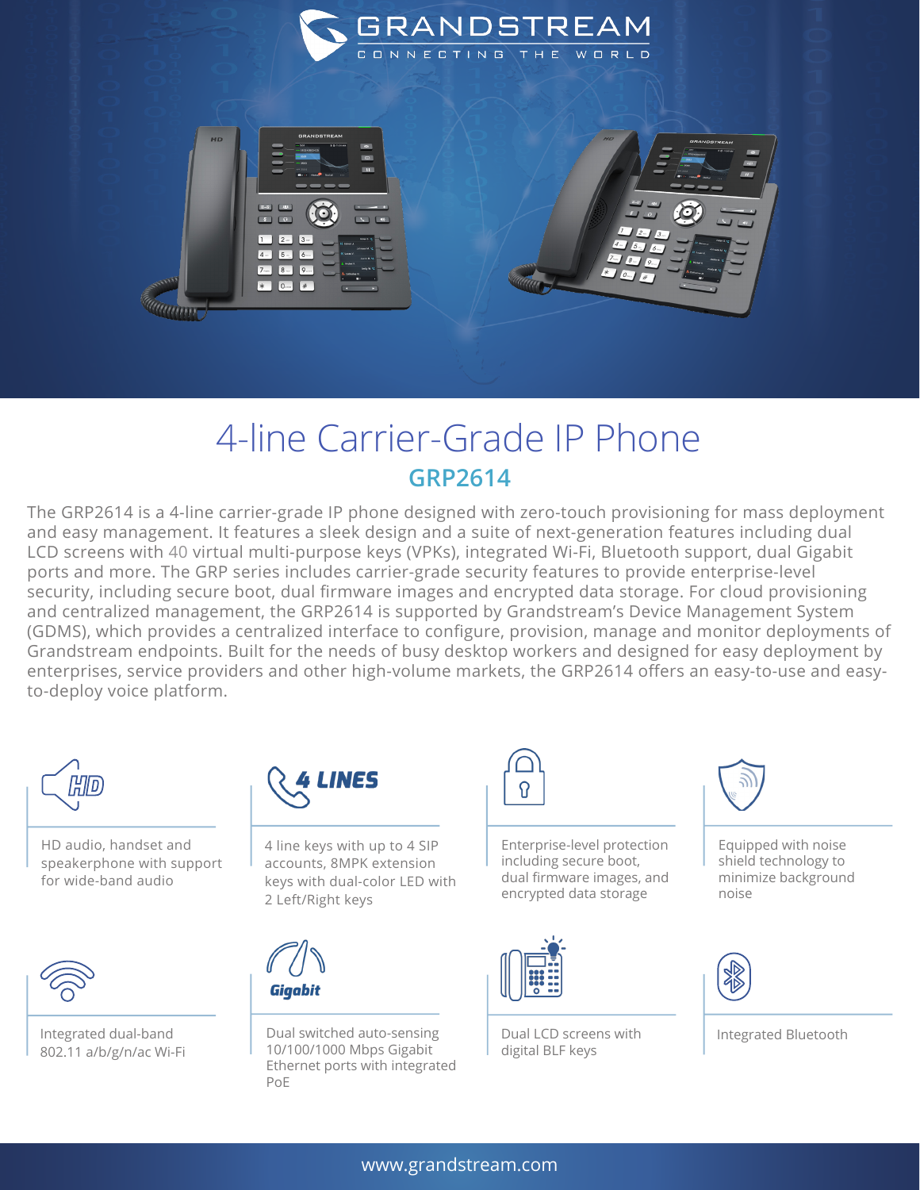# 4-line Carrier-Grade IP Phone

## GRP2614

The GRP2614 is a 4-line carrier-grade IP phone designed with zero-touch provisioning for mass deployment and easy management. It features a sleek design and a suite of next-generation features including dual LCD screens with 40 virtual multi-purpose keys (VPKs), integrated Wi-Fi, Bluetooth support, dual Gigabit ports and more. The GRP series includes carrier-grade security features to provide enterprise-level security, including secure boot, dual firmware images and encrypted data storage. For cloud provisioning and centralized management, the GRP2614 is supported by Grandstream's Device Management System (GDMS), which provides a centralized interface to configure, provision, manage and monitor deployments of Grandstream endpoints. Built for the needs of busy desktop workers and designed for easy deployment by enterprises, service providers and other high-volume markets, the GRP2614 offers an easy-to-use and easy-to-deploy voice platform.

HD audio, handset and speakerphone with support for wide-band audio

4 LINES

4 line keys with up to 4 SIP accounts, 8MPK extension keys with dual-color LED with 2 Left/Right keys

Enterprise-level protection including secure boot, dual firmware images, and encrypted data storage

Equipped with noise shield technology to minimize background noise

Integrated dual-band 802.11 a/b/g/n/ac Wi-Fi

Gigabit

Dual switched auto-sensing 10/100/1000 Mbps Gigabit Ethernet ports with integrated PoE

Dual LCD screens with digital BLF keys

Integrated Bluetooth

www.grandstream.com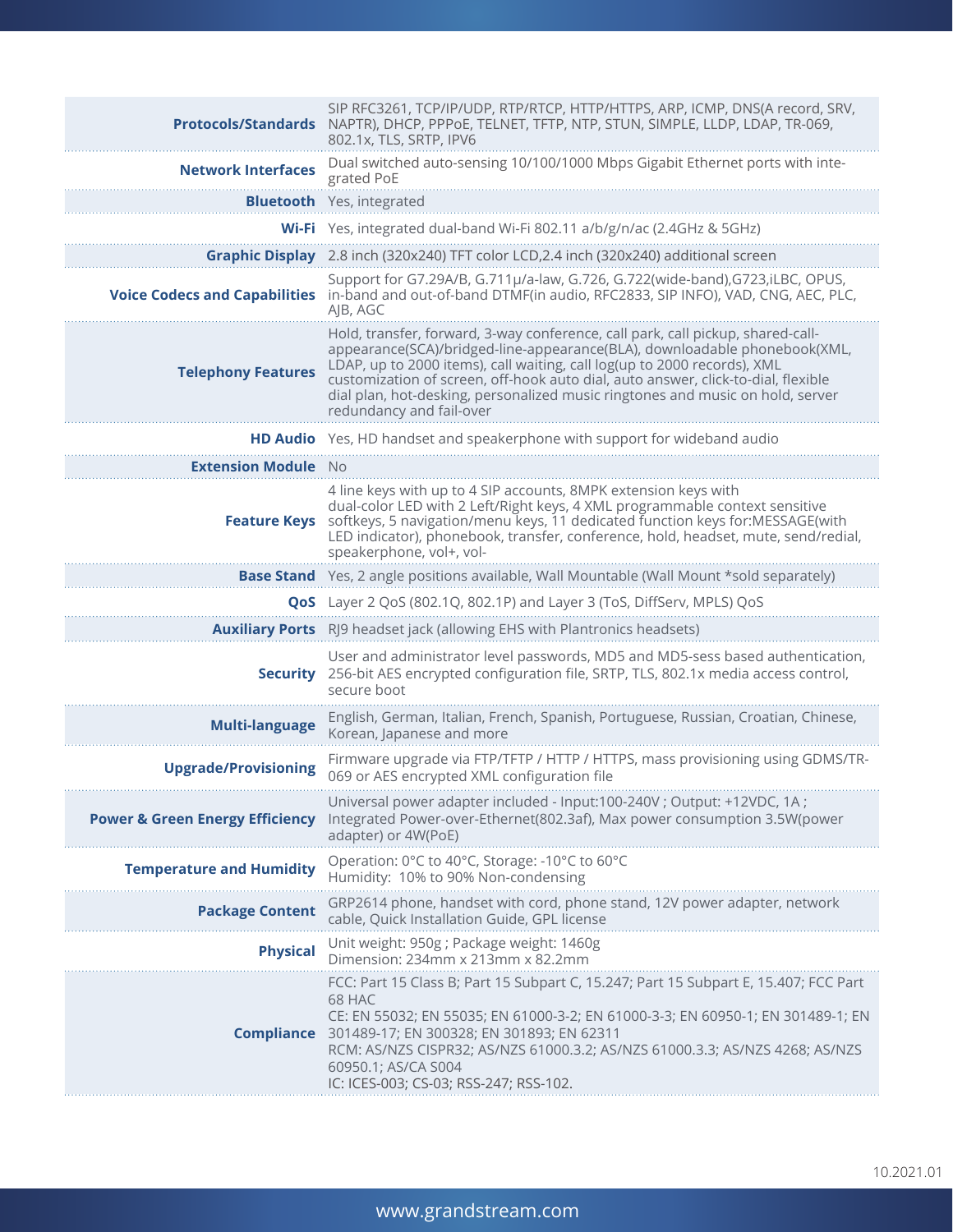| | |
|---|---|
| **Protocols/Standards** | SIP RFC3261, TCP/IP/UDP, RTP/RTCP, HTTP/HTTPS, ARP, ICMP, DNS(A record, SRV, NAPTR), DHCP, PPPoE, TELNET, TFTP, NTP, STUN, SIMPLE, LLDP, LDAP, TR-069, 802.1x, TLS, SRTP, IPV6 |
| **Network Interfaces** | Dual switched auto-sensing 10/100/1000 Mbps Gigabit Ethernet ports with integrated PoE |
| **Bluetooth** | Yes, integrated |
| **Wi-Fi** | Yes, integrated dual-band Wi-Fi 802.11 a/b/g/n/ac (2.4GHz & 5GHz) |
| **Graphic Display** | 2.8 inch (320x240) TFT color LCD,2.4 inch (320x240) additional screen |
| **Voice Codecs and Capabilities** | Support for G7.29A/B, G.711µ/a-law, G.726, G.722(wide-band),G723,iLBC, OPUS, in-band and out-of-band DTMF(in audio, RFC2833, SIP INFO), VAD, CNG, AEC, PLC, AJB, AGC |
| **Telephony Features** | Hold, transfer, forward, 3-way conference, call park, call pickup, shared-call-appearance(SCA)/bridged-line-appearance(BLA), downloadable phonebook(XML, LDAP, up to 2000 items), call waiting, call log(up to 2000 records), XML customization of screen, off-hook auto dial, auto answer, click-to-dial, flexible dial plan, hot-desking, personalized music ringtones and music on hold, server redundancy and fail-over |
| **HD Audio** | Yes, HD handset and speakerphone with support for wideband audio |
| **Extension Module** | No |
| **Feature Keys** | 4 line keys with up to 4 SIP accounts, 8MPK extension keys with dual-color LED with 2 Left/Right keys, 4 XML programmable context sensitive softkeys, 5 navigation/menu keys, 11 dedicated function keys for:MESSAGE(with LED indicator), phonebook, transfer, conference, hold, headset, mute, send/redial, speakerphone, vol+, vol- |
| **Base Stand** | Yes, 2 angle positions available, Wall Mountable (Wall Mount *sold separately) |
| **QoS** | Layer 2 QoS (802.1Q, 802.1P) and Layer 3 (ToS, DiffServ, MPLS) QoS |
| **Auxiliary Ports** | RJ9 headset jack (allowing EHS with Plantronics headsets) |
| **Security** | User and administrator level passwords, MD5 and MD5-sess based authentication, 256-bit AES encrypted configuration file, SRTP, TLS, 802.1x media access control, secure boot |
| **Multi-language** | English, German, Italian, French, Spanish, Portuguese, Russian, Croatian, Chinese, Korean, Japanese and more |
| **Upgrade/Provisioning** | Firmware upgrade via FTP/TFTP / HTTP / HTTPS, mass provisioning using GDMS/TR-069 or AES encrypted XML configuration file |
| **Power & Green Energy Efficiency** | Universal power adapter included - Input:100-240V ; Output: +12VDC, 1A ; Integrated Power-over-Ethernet(802.3af), Max power consumption 3.5W(power adapter) or 4W(PoE) |
| **Temperature and Humidity** | Operation: 0°C to 40°C, Storage: -10°C to 60°C<br>Humidity: 10% to 90% Non-condensing |
| **Package Content** | GRP2614 phone, handset with cord, phone stand, 12V power adapter, network cable, Quick Installation Guide, GPL license |
| **Physical** | Unit weight: 950g ; Package weight: 1460g<br>Dimension: 234mm x 213mm x 82.2mm |
| **Compliance** | FCC: Part 15 Class B; Part 15 Subpart C, 15.247; Part 15 Subpart E, 15.407; FCC Part 68 HAC<br>CE: EN 55032; EN 55035; EN 61000-3-2; EN 61000-3-3; EN 60950-1; EN 301489-1; EN 301489-17; EN 300328; EN 301893; EN 62311<br>RCM: AS/NZS CISPR32; AS/NZS 61000.3.2; AS/NZS 61000.3.3; AS/NZS 4268; AS/NZS 60950.1; AS/CA S004<br>IC: ICES-003; CS-03; RSS-247; RSS-102. |

10.2021.01

www.grandstream.com